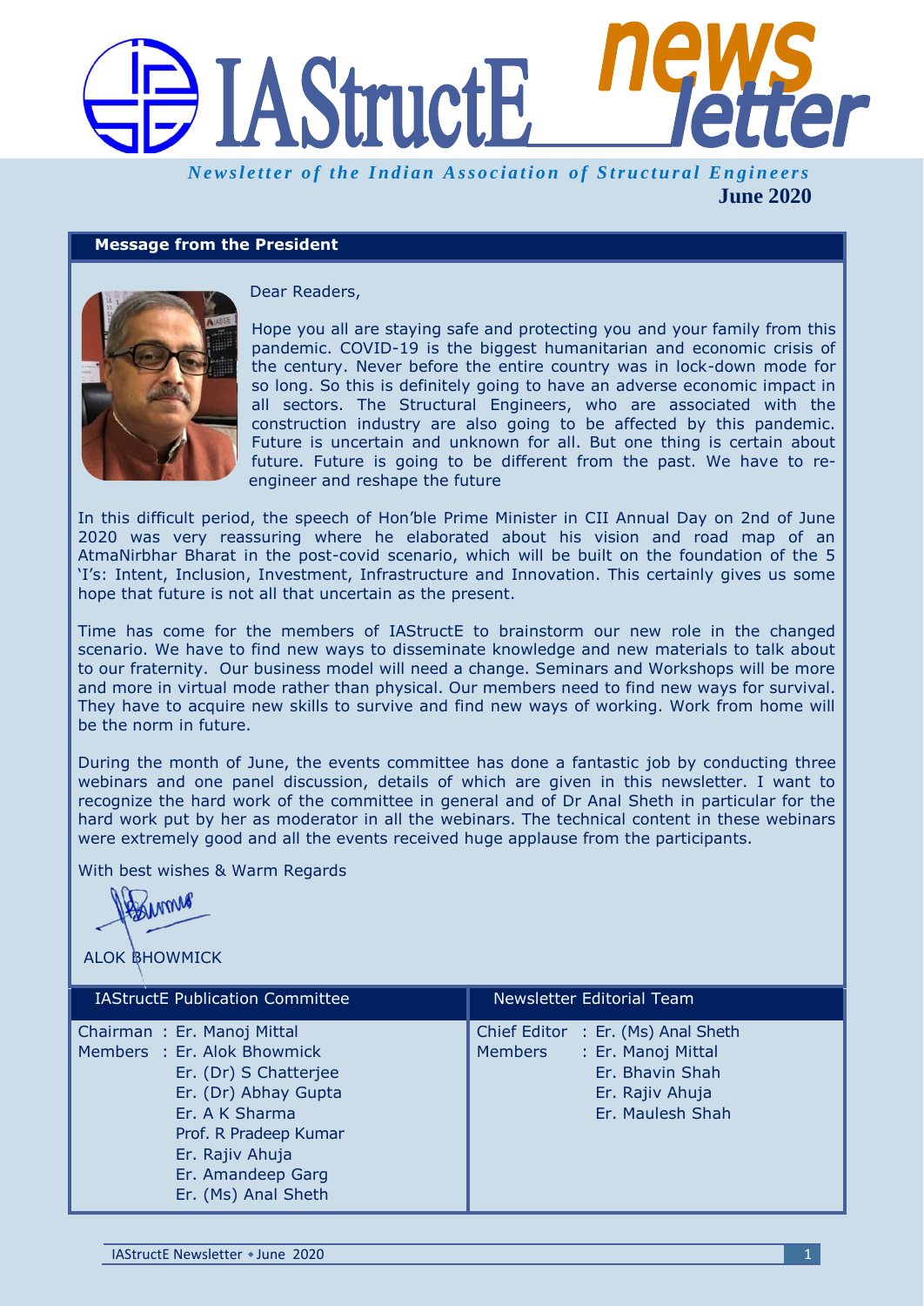# IAStructE newsletter

*Newsletter of the Indian Association of Structural Engineers*

**June 2020**

## Message from the President

Dear Readers,

Hope you all are staying safe and protecting you and your family from this pandemic. COVID-19 is the biggest humanitarian and economic crisis of the century. Never before the entire country was in lock-down mode for so long. So this is definitely going to have an adverse economic impact in all sectors. The Structural Engineers, who are associated with the construction industry are also going to be affected by this pandemic. Future is uncertain and unknown for all. But one thing is certain about future. Future is going to be different from the past. We have to re-engineer and reshape the future

In this difficult period, the speech of Hon'ble Prime Minister in CII Annual Day on 2nd of June 2020 was very reassuring where he elaborated about his vision and road map of an AtmaNirbhar Bharat in the post-covid scenario, which will be built on the foundation of the 5 'I's: Intent, Inclusion, Investment, Infrastructure and Innovation. This certainly gives us some hope that future is not all that uncertain as the present.

Time has come for the members of IAStructE to brainstorm our new role in the changed scenario. We have to find new ways to disseminate knowledge and new materials to talk about to our fraternity. Our business model will need a change. Seminars and Workshops will be more and more in virtual mode rather than physical. Our members need to find new ways for survival. They have to acquire new skills to survive and find new ways of working. Work from home will be the norm in future.

During the month of June, the events committee has done a fantastic job by conducting three webinars and one panel discussion, details of which are given in this newsletter. I want to recognize the hard work of the committee in general and of Dr Anal Sheth in particular for the hard work put by her as moderator in all the webinars. The technical content in these webinars were extremely good and all the events received huge applause from the participants.

With best wishes & Warm Regards

ALOK BHOWMICK

### IAStructE Publication Committee

Chairman : Er. Manoj Mittal
Members : Er. Alok Bhowmick
Er. (Dr) S Chatterjee
Er. (Dr) Abhay Gupta
Er. A K Sharma
Prof. R Pradeep Kumar
Er. Rajiv Ahuja
Er. Amandeep Garg
Er. (Ms) Anal Sheth

### Newsletter Editorial Team

Chief Editor : Er. (Ms) Anal Sheth
Members : Er. Manoj Mittal
Er. Bhavin Shah
Er. Rajiv Ahuja
Er. Maulesh Shah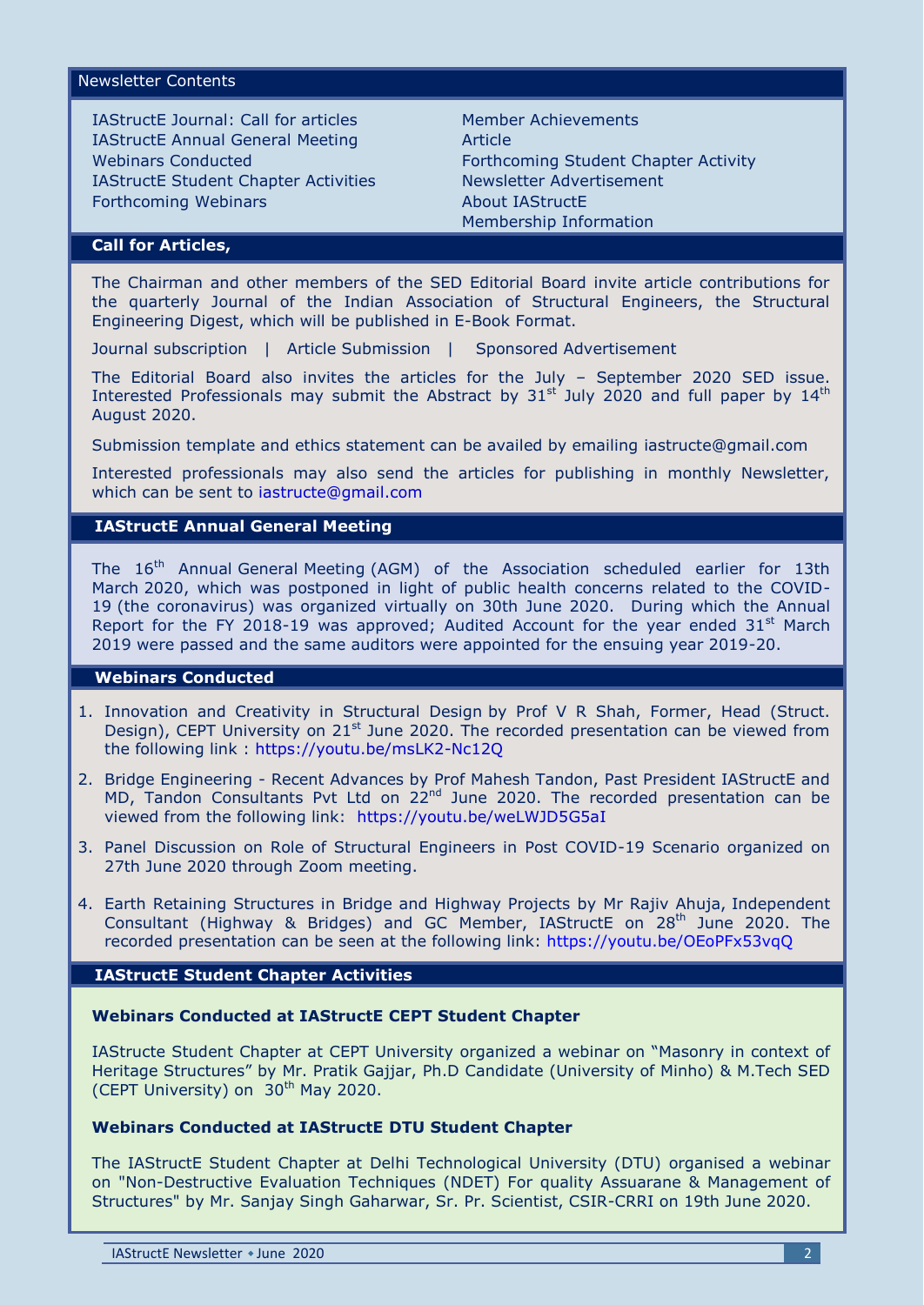## Newsletter Contents

- IAStructE Journal: Call for articles
- IAStructE Annual General Meeting
- Webinars Conducted
- IAStructE Student Chapter Activities
- Forthcoming Webinars
- Member Achievements
- Article
- Forthcoming Student Chapter Activity
- Newsletter Advertisement
- About IAStructE
- Membership Information

## Call for Articles,

The Chairman and other members of the SED Editorial Board invite article contributions for the quarterly Journal of the Indian Association of Structural Engineers, the Structural Engineering Digest, which will be published in E-Book Format.

Journal subscription | Article Submission | Sponsored Advertisement

The Editorial Board also invites the articles for the July – September 2020 SED issue. Interested Professionals may submit the Abstract by 31st July 2020 and full paper by 14th August 2020.

Submission template and ethics statement can be availed by emailing iastructe@gmail.com

Interested professionals may also send the articles for publishing in monthly Newsletter, which can be sent to iastructe@gmail.com

## IAStructE Annual General Meeting

The 16th Annual General Meeting (AGM) of the Association scheduled earlier for 13th March 2020, which was postponed in light of public health concerns related to the COVID-19 (the coronavirus) was organized virtually on 30th June 2020. During which the Annual Report for the FY 2018-19 was approved; Audited Account for the year ended 31st March 2019 were passed and the same auditors were appointed for the ensuing year 2019-20.

## Webinars Conducted

1. Innovation and Creativity in Structural Design by Prof V R Shah, Former, Head (Struct. Design), CEPT University on 21st June 2020. The recorded presentation can be viewed from the following link : https://youtu.be/msLK2-Nc12Q
2. Bridge Engineering - Recent Advances by Prof Mahesh Tandon, Past President IAStructE and MD, Tandon Consultants Pvt Ltd on 22nd June 2020. The recorded presentation can be viewed from the following link: https://youtu.be/weLWJD5G5aI
3. Panel Discussion on Role of Structural Engineers in Post COVID-19 Scenario organized on 27th June 2020 through Zoom meeting.
4. Earth Retaining Structures in Bridge and Highway Projects by Mr Rajiv Ahuja, Independent Consultant (Highway & Bridges) and GC Member, IAStructE on 28th June 2020. The recorded presentation can be seen at the following link: https://youtu.be/OEoPFx53vqQ

## IAStructE Student Chapter Activities

### Webinars Conducted at IAStructE CEPT Student Chapter

IAStructe Student Chapter at CEPT University organized a webinar on "Masonry in context of Heritage Structures" by Mr. Pratik Gajjar, Ph.D Candidate (University of Minho) & M.Tech SED (CEPT University) on 30th May 2020.

### Webinars Conducted at IAStructE DTU Student Chapter

The IAStructE Student Chapter at Delhi Technological University (DTU) organised a webinar on "Non-Destructive Evaluation Techniques (NDET) For quality Assuarane & Management of Structures" by Mr. Sanjay Singh Gaharwar, Sr. Pr. Scientist, CSIR-CRRI on 19th June 2020.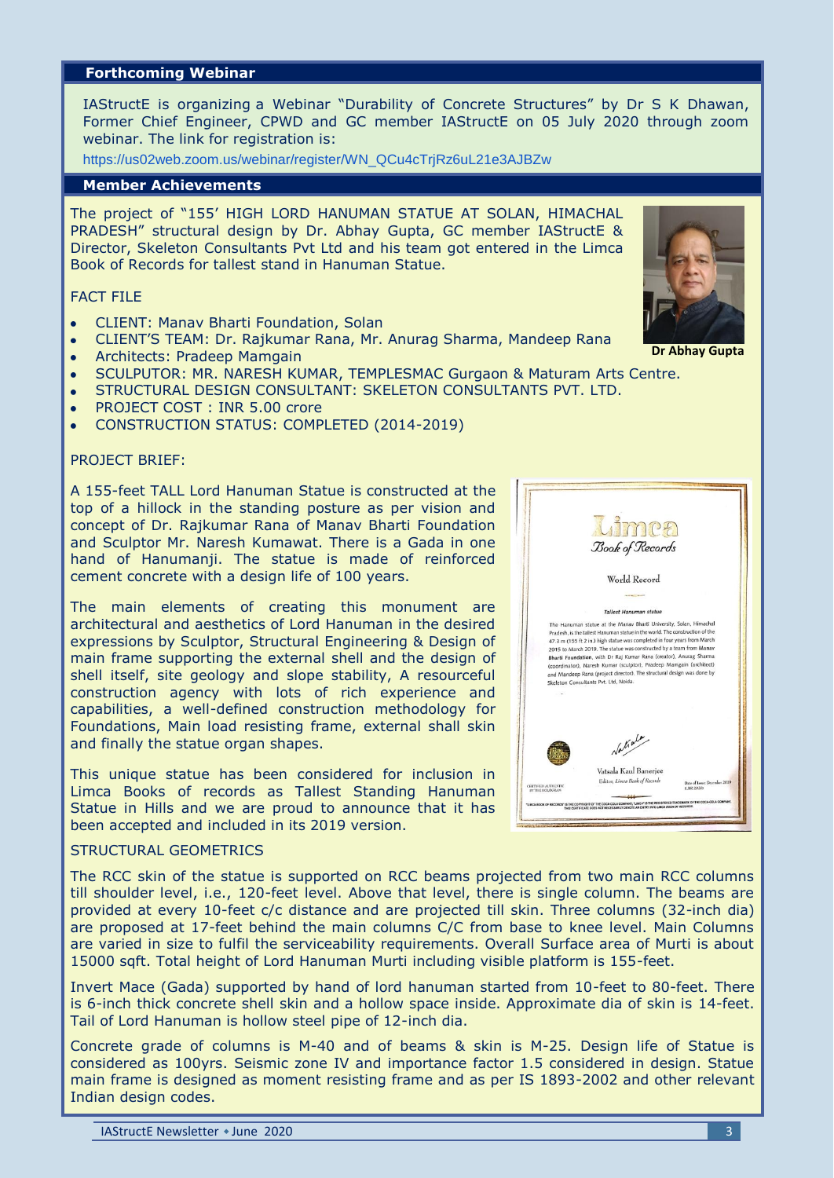## Forthcoming Webinar

IAStructE is organizing a Webinar "Durability of Concrete Structures" by Dr S K Dhawan, Former Chief Engineer, CPWD and GC member IAStructE on 05 July 2020 through zoom webinar. The link for registration is:

https://us02web.zoom.us/webinar/register/WN_QCu4cTrjRz6uL21e3AJBZw

## Member Achievements

The project of "155' HIGH LORD HANUMAN STATUE AT SOLAN, HIMACHAL PRADESH" structural design by Dr. Abhay Gupta, GC member IAStructE & Director, Skeleton Consultants Pvt Ltd and his team got entered in the Limca Book of Records for tallest stand in Hanuman Statue.

**Dr Abhay Gupta**

FACT FILE

- CLIENT: Manav Bharti Foundation, Solan
- CLIENT'S TEAM: Dr. Rajkumar Rana, Mr. Anurag Sharma, Mandeep Rana
- Architects: Pradeep Mamgain
- SCULPUTOR: MR. NARESH KUMAR, TEMPLESMAC Gurgaon & Maturam Arts Centre.
- STRUCTURAL DESIGN CONSULTANT: SKELETON CONSULTANTS PVT. LTD.
- PROJECT COST : INR 5.00 crore
- CONSTRUCTION STATUS: COMPLETED (2014-2019)

PROJECT BRIEF:

A 155-feet TALL Lord Hanuman Statue is constructed at the top of a hillock in the standing posture as per vision and concept of Dr. Rajkumar Rana of Manav Bharti Foundation and Sculptor Mr. Naresh Kumawat. There is a Gada in one hand of Hanumanji. The statue is made of reinforced cement concrete with a design life of 100 years.

The main elements of creating this monument are architectural and aesthetics of Lord Hanuman in the desired expressions by Sculptor, Structural Engineering & Design of main frame supporting the external shell and the design of shell itself, site geology and slope stability, A resourceful construction agency with lots of rich experience and capabilities, a well-defined construction methodology for Foundations, Main load resisting frame, external shall skin and finally the statue organ shapes.

This unique statue has been considered for inclusion in Limca Books of records as Tallest Standing Hanuman Statue in Hills and we are proud to announce that it has been accepted and included in its 2019 version.

STRUCTURAL GEOMETRICS

The RCC skin of the statue is supported on RCC beams projected from two main RCC columns till shoulder level, i.e., 120-feet level. Above that level, there is single column. The beams are provided at every 10-feet c/c distance and are projected till skin. Three columns (32-inch dia) are proposed at 17-feet behind the main columns C/C from base to knee level. Main Columns are varied in size to fulfil the serviceability requirements. Overall Surface area of Murti is about 15000 sqft. Total height of Lord Hanuman Murti including visible platform is 155-feet.

Invert Mace (Gada) supported by hand of lord hanuman started from 10-feet to 80-feet. There is 6-inch thick concrete shell skin and a hollow space inside. Approximate dia of skin is 14-feet. Tail of Lord Hanuman is hollow steel pipe of 12-inch dia.

Concrete grade of columns is M-40 and of beams & skin is M-25. Design life of Statue is considered as 100yrs. Seismic zone IV and importance factor 1.5 considered in design. Statue main frame is designed as moment resisting frame and as per IS 1893-2002 and other relevant Indian design codes.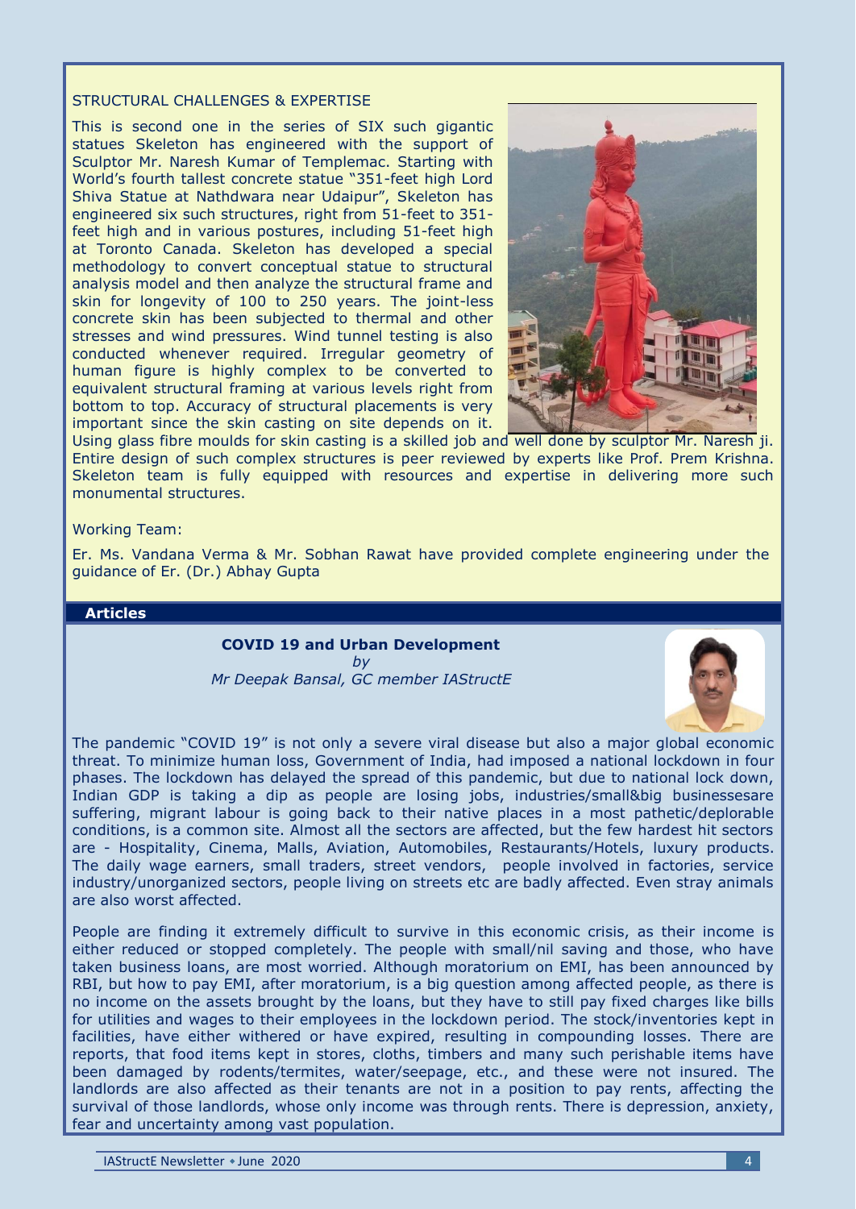STRUCTURAL CHALLENGES & EXPERTISE

This is second one in the series of SIX such gigantic statues Skeleton has engineered with the support of Sculptor Mr. Naresh Kumar of Templemac. Starting with World's fourth tallest concrete statue "351-feet high Lord Shiva Statue at Nathdwara near Udaipur", Skeleton has engineered six such structures, right from 51-feet to 351-feet high and in various postures, including 51-feet high at Toronto Canada. Skeleton has developed a special methodology to convert conceptual statue to structural analysis model and then analyze the structural frame and skin for longevity of 100 to 250 years. The joint-less concrete skin has been subjected to thermal and other stresses and wind pressures. Wind tunnel testing is also conducted whenever required. Irregular geometry of human figure is highly complex to be converted to equivalent structural framing at various levels right from bottom to top. Accuracy of structural placements is very important since the skin casting on site depends on it. Using glass fibre moulds for skin casting is a skilled job and well done by sculptor Mr. Naresh ji. Entire design of such complex structures is peer reviewed by experts like Prof. Prem Krishna. Skeleton team is fully equipped with resources and expertise in delivering more such monumental structures.

Working Team:

Er. Ms. Vandana Verma & Mr. Sobhan Rawat have provided complete engineering under the guidance of Er. (Dr.) Abhay Gupta

## Articles

### COVID 19 and Urban Development

*by*
*Mr Deepak Bansal, GC member IAStructE*

The pandemic "COVID 19" is not only a severe viral disease but also a major global economic threat. To minimize human loss, Government of India, had imposed a national lockdown in four phases. The lockdown has delayed the spread of this pandemic, but due to national lock down, Indian GDP is taking a dip as people are losing jobs, industries/small&big businessesare suffering, migrant labour is going back to their native places in a most pathetic/deplorable conditions, is a common site. Almost all the sectors are affected, but the few hardest hit sectors are - Hospitality, Cinema, Malls, Aviation, Automobiles, Restaurants/Hotels, luxury products. The daily wage earners, small traders, street vendors, people involved in factories, service industry/unorganized sectors, people living on streets etc are badly affected. Even stray animals are also worst affected.

People are finding it extremely difficult to survive in this economic crisis, as their income is either reduced or stopped completely. The people with small/nil saving and those, who have taken business loans, are most worried. Although moratorium on EMI, has been announced by RBI, but how to pay EMI, after moratorium, is a big question among affected people, as there is no income on the assets brought by the loans, but they have to still pay fixed charges like bills for utilities and wages to their employees in the lockdown period. The stock/inventories kept in facilities, have either withered or have expired, resulting in compounding losses. There are reports, that food items kept in stores, cloths, timbers and many such perishable items have been damaged by rodents/termites, water/seepage, etc., and these were not insured. The landlords are also affected as their tenants are not in a position to pay rents, affecting the survival of those landlords, whose only income was through rents. There is depression, anxiety, fear and uncertainty among vast population.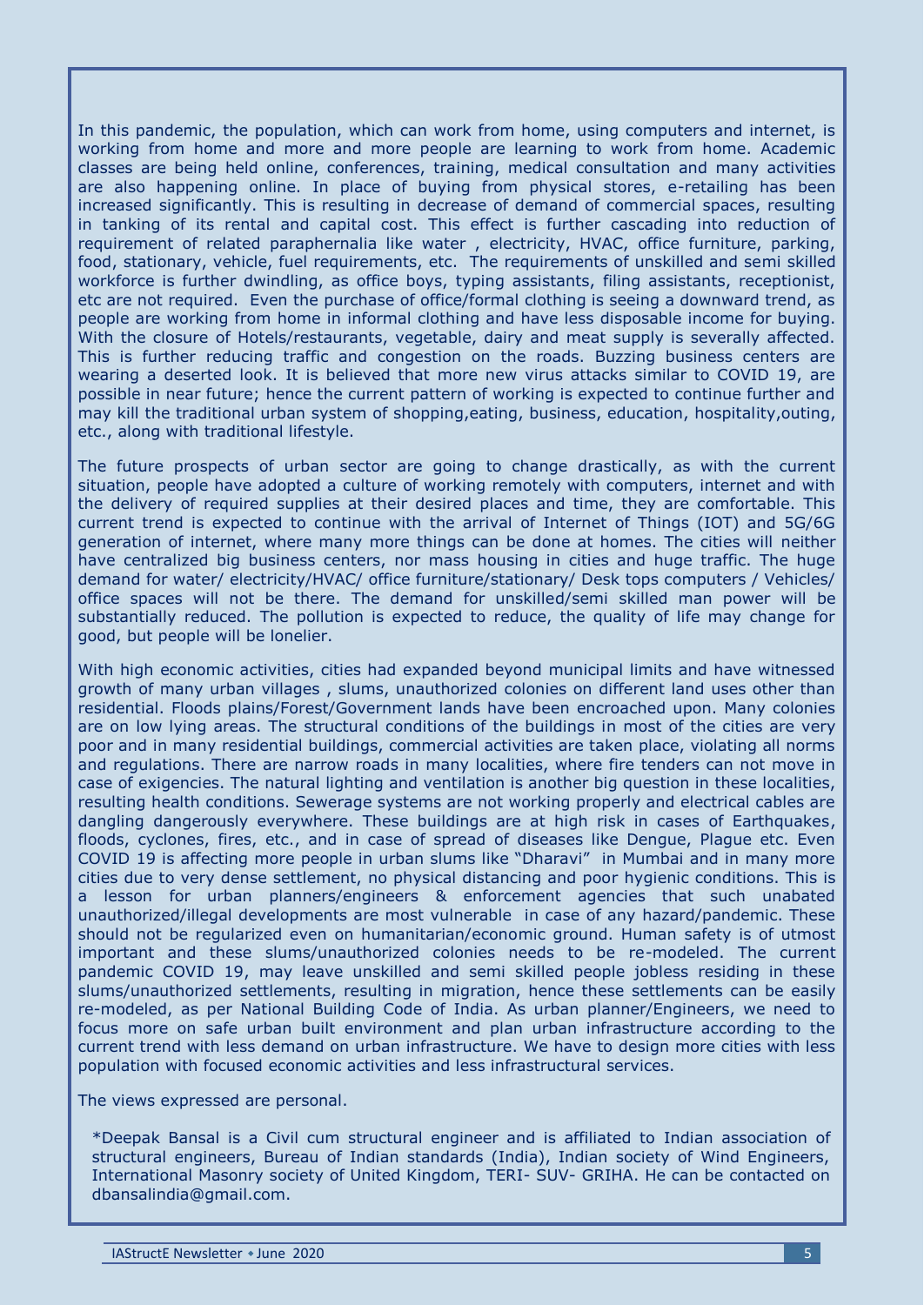In this pandemic, the population, which can work from home, using computers and internet, is working from home and more and more people are learning to work from home. Academic classes are being held online, conferences, training, medical consultation and many activities are also happening online. In place of buying from physical stores, e-retailing has been increased significantly. This is resulting in decrease of demand of commercial spaces, resulting in tanking of its rental and capital cost. This effect is further cascading into reduction of requirement of related paraphernalia like water , electricity, HVAC, office furniture, parking, food, stationary, vehicle, fuel requirements, etc. The requirements of unskilled and semi skilled workforce is further dwindling, as office boys, typing assistants, filing assistants, receptionist, etc are not required. Even the purchase of office/formal clothing is seeing a downward trend, as people are working from home in informal clothing and have less disposable income for buying. With the closure of Hotels/restaurants, vegetable, dairy and meat supply is severally affected. This is further reducing traffic and congestion on the roads. Buzzing business centers are wearing a deserted look. It is believed that more new virus attacks similar to COVID 19, are possible in near future; hence the current pattern of working is expected to continue further and may kill the traditional urban system of shopping,eating, business, education, hospitality,outing, etc., along with traditional lifestyle.

The future prospects of urban sector are going to change drastically, as with the current situation, people have adopted a culture of working remotely with computers, internet and with the delivery of required supplies at their desired places and time, they are comfortable. This current trend is expected to continue with the arrival of Internet of Things (IOT) and 5G/6G generation of internet, where many more things can be done at homes. The cities will neither have centralized big business centers, nor mass housing in cities and huge traffic. The huge demand for water/ electricity/HVAC/ office furniture/stationary/ Desk tops computers / Vehicles/ office spaces will not be there. The demand for unskilled/semi skilled man power will be substantially reduced. The pollution is expected to reduce, the quality of life may change for good, but people will be lonelier.

With high economic activities, cities had expanded beyond municipal limits and have witnessed growth of many urban villages , slums, unauthorized colonies on different land uses other than residential. Floods plains/Forest/Government lands have been encroached upon. Many colonies are on low lying areas. The structural conditions of the buildings in most of the cities are very poor and in many residential buildings, commercial activities are taken place, violating all norms and regulations. There are narrow roads in many localities, where fire tenders can not move in case of exigencies. The natural lighting and ventilation is another big question in these localities, resulting health conditions. Sewerage systems are not working properly and electrical cables are dangling dangerously everywhere. These buildings are at high risk in cases of Earthquakes, floods, cyclones, fires, etc., and in case of spread of diseases like Dengue, Plague etc. Even COVID 19 is affecting more people in urban slums like "Dharavi" in Mumbai and in many more cities due to very dense settlement, no physical distancing and poor hygienic conditions. This is a lesson for urban planners/engineers & enforcement agencies that such unabated unauthorized/illegal developments are most vulnerable in case of any hazard/pandemic. These should not be regularized even on humanitarian/economic ground. Human safety is of utmost important and these slums/unauthorized colonies needs to be re-modeled. The current pandemic COVID 19, may leave unskilled and semi skilled people jobless residing in these slums/unauthorized settlements, resulting in migration, hence these settlements can be easily re-modeled, as per National Building Code of India. As urban planner/Engineers, we need to focus more on safe urban built environment and plan urban infrastructure according to the current trend with less demand on urban infrastructure. We have to design more cities with less population with focused economic activities and less infrastructural services.

The views expressed are personal.

*Deepak Bansal is a Civil cum structural engineer and is affiliated to Indian association of structural engineers, Bureau of Indian standards (India), Indian society of Wind Engineers, International Masonry society of United Kingdom, TERI- SUV- GRIHA. He can be contacted on dbansalindia@gmail.com.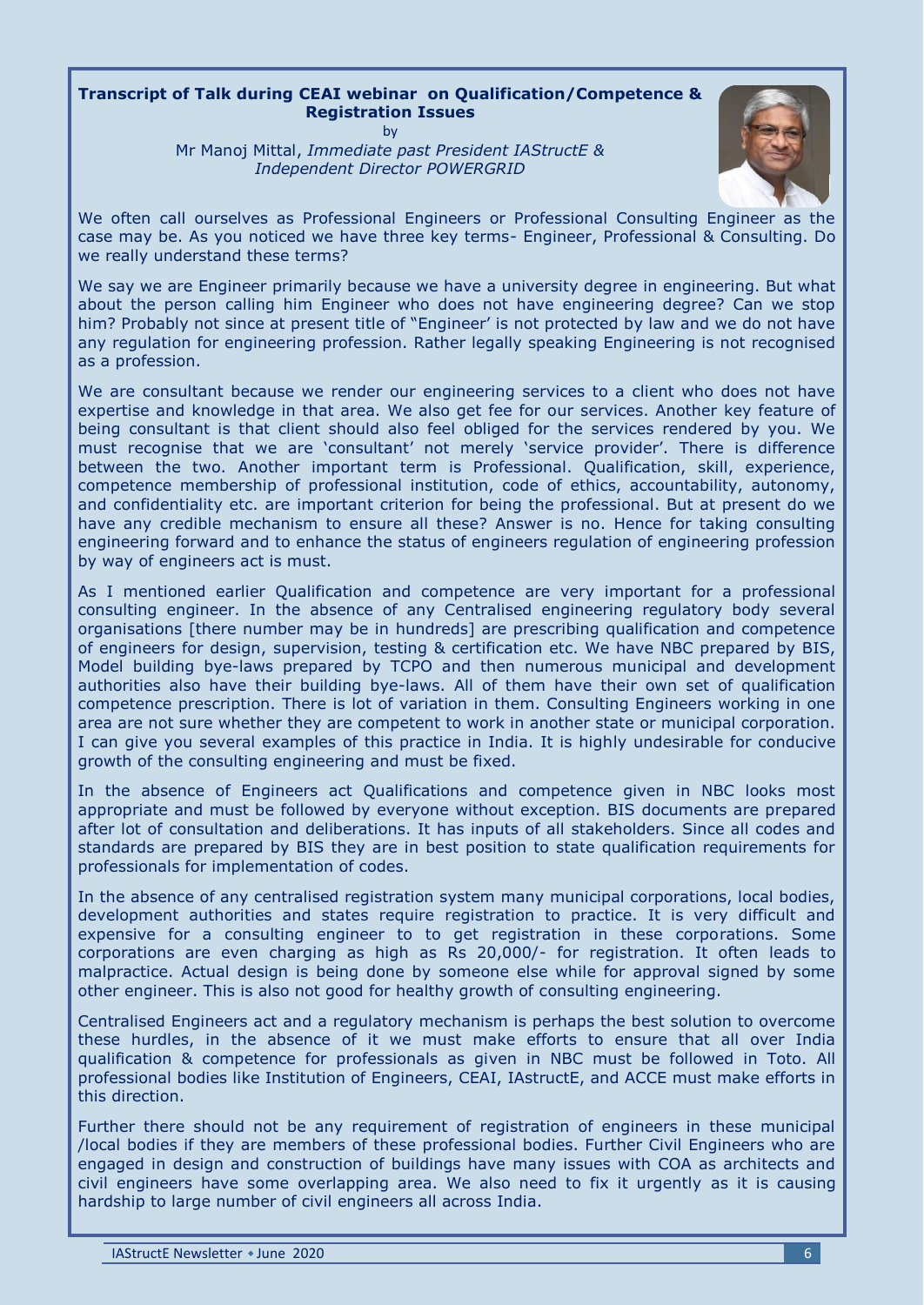**Transcript of Talk during CEAI webinar on Qualification/Competence & Registration Issues**

by

Mr Manoj Mittal, *Immediate past President IAStructE & Independent Director POWERGRID*

We often call ourselves as Professional Engineers or Professional Consulting Engineer as the case may be. As you noticed we have three key terms- Engineer, Professional & Consulting. Do we really understand these terms?

We say we are Engineer primarily because we have a university degree in engineering. But what about the person calling him Engineer who does not have engineering degree? Can we stop him? Probably not since at present title of "Engineer' is not protected by law and we do not have any regulation for engineering profession. Rather legally speaking Engineering is not recognised as a profession.

We are consultant because we render our engineering services to a client who does not have expertise and knowledge in that area. We also get fee for our services. Another key feature of being consultant is that client should also feel obliged for the services rendered by you. We must recognise that we are 'consultant' not merely 'service provider'. There is difference between the two. Another important term is Professional. Qualification, skill, experience, competence membership of professional institution, code of ethics, accountability, autonomy, and confidentiality etc. are important criterion for being the professional. But at present do we have any credible mechanism to ensure all these? Answer is no. Hence for taking consulting engineering forward and to enhance the status of engineers regulation of engineering profession by way of engineers act is must.

As I mentioned earlier Qualification and competence are very important for a professional consulting engineer. In the absence of any Centralised engineering regulatory body several organisations [there number may be in hundreds] are prescribing qualification and competence of engineers for design, supervision, testing & certification etc. We have NBC prepared by BIS, Model building bye-laws prepared by TCPO and then numerous municipal and development authorities also have their building bye-laws. All of them have their own set of qualification competence prescription. There is lot of variation in them. Consulting Engineers working in one area are not sure whether they are competent to work in another state or municipal corporation. I can give you several examples of this practice in India. It is highly undesirable for conducive growth of the consulting engineering and must be fixed.

In the absence of Engineers act Qualifications and competence given in NBC looks most appropriate and must be followed by everyone without exception. BIS documents are prepared after lot of consultation and deliberations. It has inputs of all stakeholders. Since all codes and standards are prepared by BIS they are in best position to state qualification requirements for professionals for implementation of codes.

In the absence of any centralised registration system many municipal corporations, local bodies, development authorities and states require registration to practice. It is very difficult and expensive for a consulting engineer to to get registration in these corporations. Some corporations are even charging as high as Rs 20,000/- for registration. It often leads to malpractice. Actual design is being done by someone else while for approval signed by some other engineer. This is also not good for healthy growth of consulting engineering.

Centralised Engineers act and a regulatory mechanism is perhaps the best solution to overcome these hurdles, in the absence of it we must make efforts to ensure that all over India qualification & competence for professionals as given in NBC must be followed in Toto. All professional bodies like Institution of Engineers, CEAI, IAstructE, and ACCE must make efforts in this direction.

Further there should not be any requirement of registration of engineers in these municipal /local bodies if they are members of these professional bodies. Further Civil Engineers who are engaged in design and construction of buildings have many issues with COA as architects and civil engineers have some overlapping area. We also need to fix it urgently as it is causing hardship to large number of civil engineers all across India.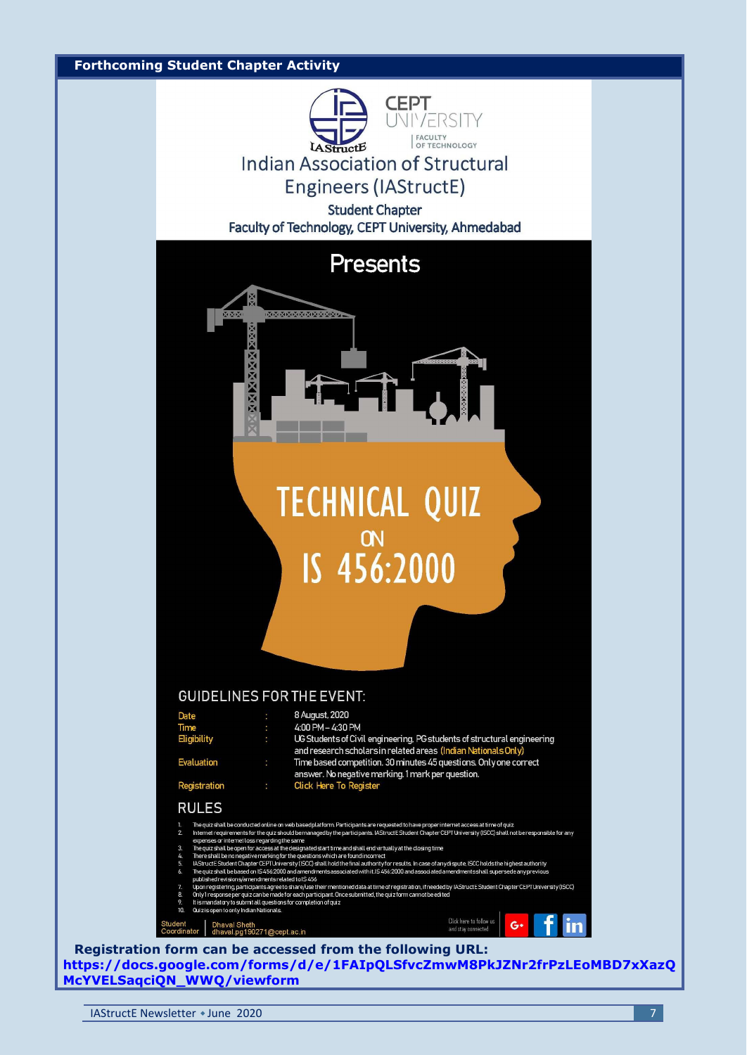## Forthcoming Student Chapter Activity

Indian Association of Structural Engineers (IAStructE)

Student Chapter

Faculty of Technology, CEPT University, Ahmedabad

Presents

# TECHNICAL QUIZ ON IS 456:2000

### GUIDELINES FOR THE EVENT:

| | | |
|---|---|---|
| Date | : | 8 August, 2020 |
| Time | : | 4:00 PM – 4:30 PM |
| Eligibility | : | UG Students of Civil engineering, PG students of structural engineering and research scholars in related areas (Indian Nationals Only) |
| Evaluation | : | Time based competition. 30 minutes 45 questions. Only one correct answer. No negative marking. 1 mark per question. |
| Registration | : | Click Here To Register |

### RULES

1. The quiz shall be conducted online on web based platform. Participants are requested to have proper internet access at time of quiz
2. Internet requirements for the quiz should be managed by the participants. IAStructE Student Chapter CEPT University (ISCC) shall not be responsible for any expenses or internet loss regarding the same
3. The quiz shall be open for access at the designated start time and shall end virtually at the closing time
4. There shall be no negative marking for the questions which are found incorrect
5. IAStructE Student Chapter CEPT University (ISCC) shall hold the final authority for results. In case of any dispute, ISCC holds the highest authority
6. The quiz shall be based on IS 456:2000 and amendments associated with it. IS 456:2000 and associated amendments shall supersede any previous published revisions/amendments related to IS 456
7. Upon registering, participants agree to share/use their mentioned data at time of registration, if needed by IAStructE Student Chapter CEPT University (ISCC)
8. Only 1 response per quiz can be made for each participant. Once submitted, the quiz form cannot be edited
9. It is mandatory to submit all questions for completion of quiz
10. Quiz is open to only Indian Nationals.

Student Coordinator | Dhaval Sheth dhaval.pg190271@cept.ac.in

Click here to follow us and stay connected

**Registration form can be accessed from the following URL:**
**https://docs.google.com/forms/d/e/1FAIpQLSfvcZmwM8PkJZNr2frPzLEoMBD7xXazQMcYVELSaqciQN_WWQ/viewform**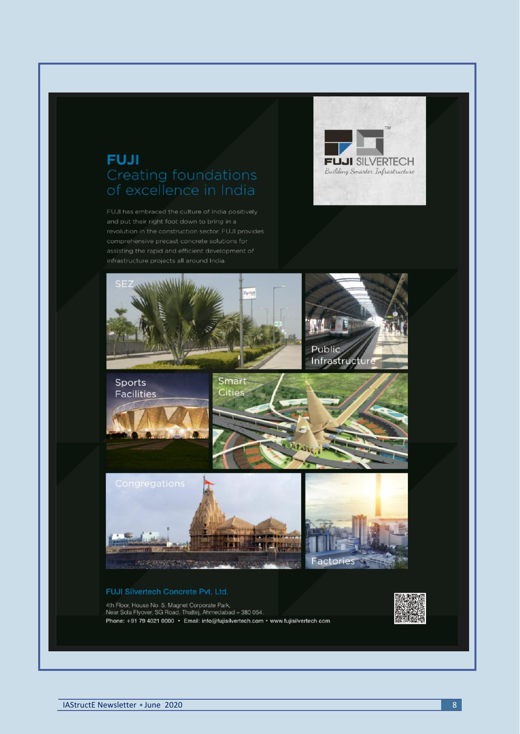# FUJI

## Creating foundations of excellence in India

FUJI has embraced the culture of India positively and put their right foot down to bring in a revolution in the construction sector. FUJI provides comprehensive precast concrete solutions for assisting the rapid and efficient development of infrastructure projects all around India.

FUJI SILVERTECH™

*Building Smarter Infrastructure*

SEZ

Public Infrastructure

Sports Facilities

Smart Cities

Congregations

Factories

**FUJI Silvertech Concrete Pvt. Ltd.**

4th Floor, House No. 5, Magnet Corporate Park,
Near Sola Flyover, SG Road, Thaltej, Ahmedabad – 380 054.

**Phone: +91 79 4021 0000 • Email: info@fujisilvertech.com • www.fujisilvertech.com**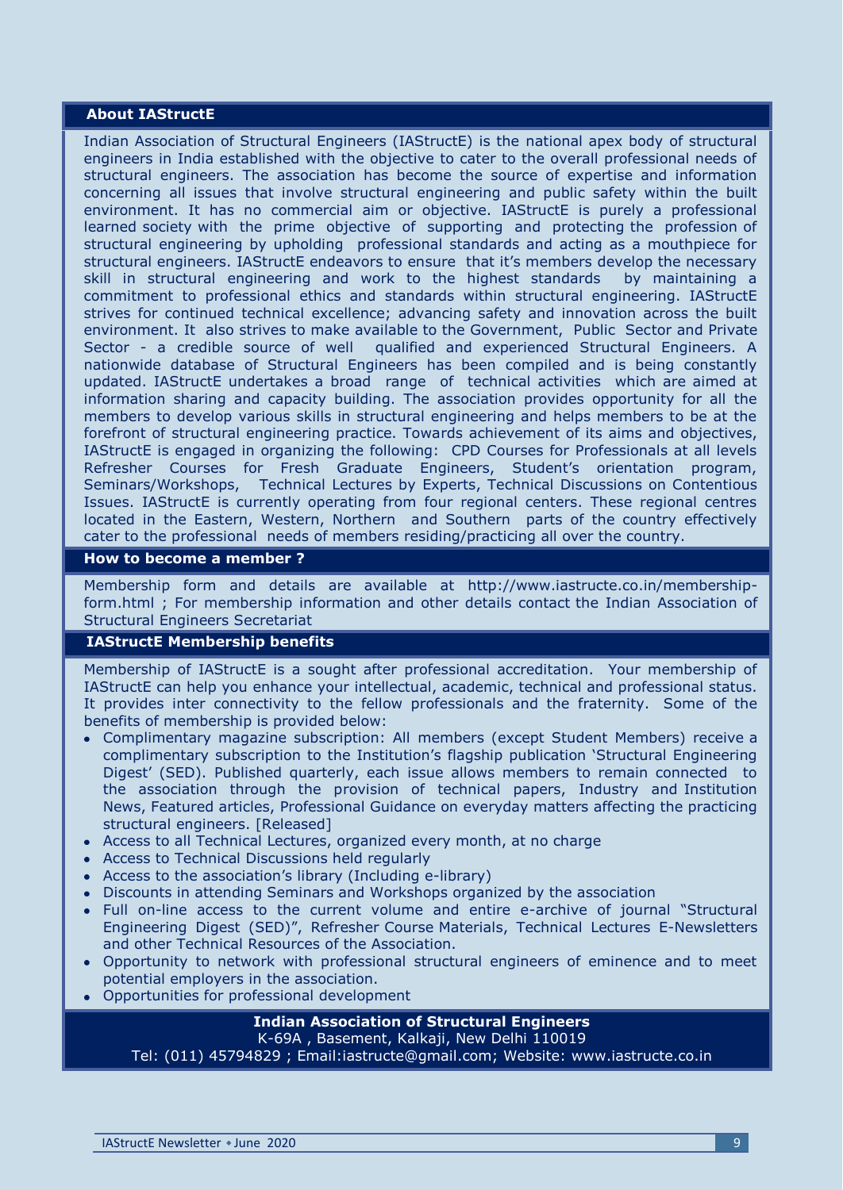## About IAStructE

Indian Association of Structural Engineers (IAStructE) is the national apex body of structural engineers in India established with the objective to cater to the overall professional needs of structural engineers. The association has become the source of expertise and information concerning all issues that involve structural engineering and public safety within the built environment. It has no commercial aim or objective. IAStructE is purely a professional learned society with the prime objective of supporting and protecting the profession of structural engineering by upholding professional standards and acting as a mouthpiece for structural engineers. IAStructE endeavors to ensure that it's members develop the necessary skill in structural engineering and work to the highest standards by maintaining a commitment to professional ethics and standards within structural engineering. IAStructE strives for continued technical excellence; advancing safety and innovation across the built environment. It also strives to make available to the Government, Public Sector and Private Sector - a credible source of well qualified and experienced Structural Engineers. A nationwide database of Structural Engineers has been compiled and is being constantly updated. IAStructE undertakes a broad range of technical activities which are aimed at information sharing and capacity building. The association provides opportunity for all the members to develop various skills in structural engineering and helps members to be at the forefront of structural engineering practice. Towards achievement of its aims and objectives, IAStructE is engaged in organizing the following: CPD Courses for Professionals at all levels Refresher Courses for Fresh Graduate Engineers, Student's orientation program, Seminars/Workshops, Technical Lectures by Experts, Technical Discussions on Contentious Issues. IAStructE is currently operating from four regional centers. These regional centres located in the Eastern, Western, Northern and Southern parts of the country effectively cater to the professional needs of members residing/practicing all over the country.

## How to become a member ?

Membership form and details are available at http://www.iastructe.co.in/membership-form.html ; For membership information and other details contact the Indian Association of Structural Engineers Secretariat

## IAStructE Membership benefits

Membership of IAStructE is a sought after professional accreditation. Your membership of IAStructE can help you enhance your intellectual, academic, technical and professional status. It provides inter connectivity to the fellow professionals and the fraternity. Some of the benefits of membership is provided below:

- Complimentary magazine subscription: All members (except Student Members) receive a complimentary subscription to the Institution's flagship publication 'Structural Engineering Digest' (SED). Published quarterly, each issue allows members to remain connected to the association through the provision of technical papers, Industry and Institution News, Featured articles, Professional Guidance on everyday matters affecting the practicing structural engineers. [Released]
- Access to all Technical Lectures, organized every month, at no charge
- Access to Technical Discussions held regularly
- Access to the association's library (Including e-library)
- Discounts in attending Seminars and Workshops organized by the association
- Full on-line access to the current volume and entire e-archive of journal "Structural Engineering Digest (SED)", Refresher Course Materials, Technical Lectures E-Newsletters and other Technical Resources of the Association.
- Opportunity to network with professional structural engineers of eminence and to meet potential employers in the association.
- Opportunities for professional development

**Indian Association of Structural Engineers**
K-69A , Basement, Kalkaji, New Delhi 110019
Tel: (011) 45794829 ; Email:iastructe@gmail.com; Website: www.iastructe.co.in